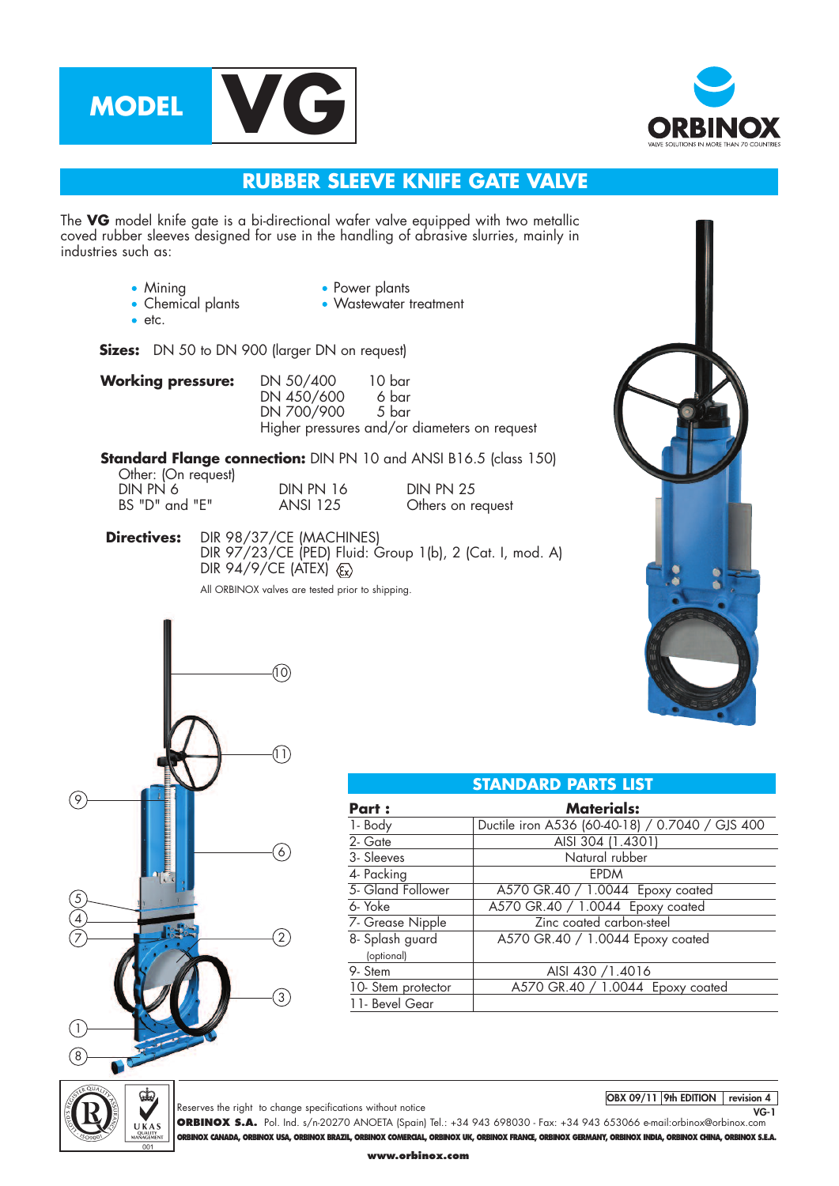# MODEL VG

ORBINOX
VALVE SOLUTIONS IN MORE THAN 70 COUNTRIES

## RUBBER SLEEVE KNIFE GATE VALVE

The **VG** model knife gate is a bi-directional wafer valve equipped with two metallic coved rubber sleeves designed for use in the handling of abrasive slurries, mainly in industries such as:

- Mining
- Power plants
- Chemical plants
- Wastewater treatment
- etc.

**Sizes:** DN 50 to DN 900 (larger DN on request)

**Working pressure:**

| | |
|---|---|
| DN 50/400 | 10 bar |
| DN 450/600 | 6 bar |
| DN 700/900 | 5 bar |

Higher pressures and/or diameters on request

**Standard Flange connection:** DIN PN 10 and ANSI B16.5 (class 150)

Other: (On request)

| | | |
|---|---|---|
| DIN PN 6 | DIN PN 16 | DIN PN 25 |
| BS "D" and "E" | ANSI 125 | Others on request |

**Directives:** DIR 98/37/CE (MACHINES)
DIR 97/23/CE (PED) Fluid: Group 1(b), 2 (Cat. I, mod. A)
DIR 94/9/CE (ATEX)

All ORBINOX valves are tested prior to shipping.

## STANDARD PARTS LIST

| Part : | Materials: |
|---|---|
| 1- Body | Ductile iron A536 (60-40-18) / 0.7040 / GJS 400 |
| 2- Gate | AISI 304 (1.4301) |
| 3- Sleeves | Natural rubber |
| 4- Packing | EPDM |
| 5- Gland Follower | A570 GR.40 / 1.0044 Epoxy coated |
| 6- Yoke | A570 GR.40 / 1.0044 Epoxy coated |
| 7- Grease Nipple | Zinc coated carbon-steel |
| 8- Splash guard (optional) | A570 GR.40 / 1.0044 Epoxy coated |
| 9- Stem | AISI 430 /1.4016 |
| 10- Stem protector | A570 GR.40 / 1.0044 Epoxy coated |
| 11- Bevel Gear | |

Reserves the right to change specifications without notice

OBX 09/11 | 9th EDITION | revision 4

VG-1

**ORBINOX S.A.** Pol. Ind. s/n-20270 ANOETA (Spain) Tel.: +34 943 698030 - Fax: +34 943 653066 e-mail:orbinox@orbinox.com

ORBINOX CANADA, ORBINOX USA, ORBINOX BRAZIL, ORBINOX COMERCIAL, ORBINOX UK, ORBINOX FRANCE, ORBINOX GERMANY, ORBINOX INDIA, ORBINOX CHINA, ORBINOX S.E.A.

www.orbinox.com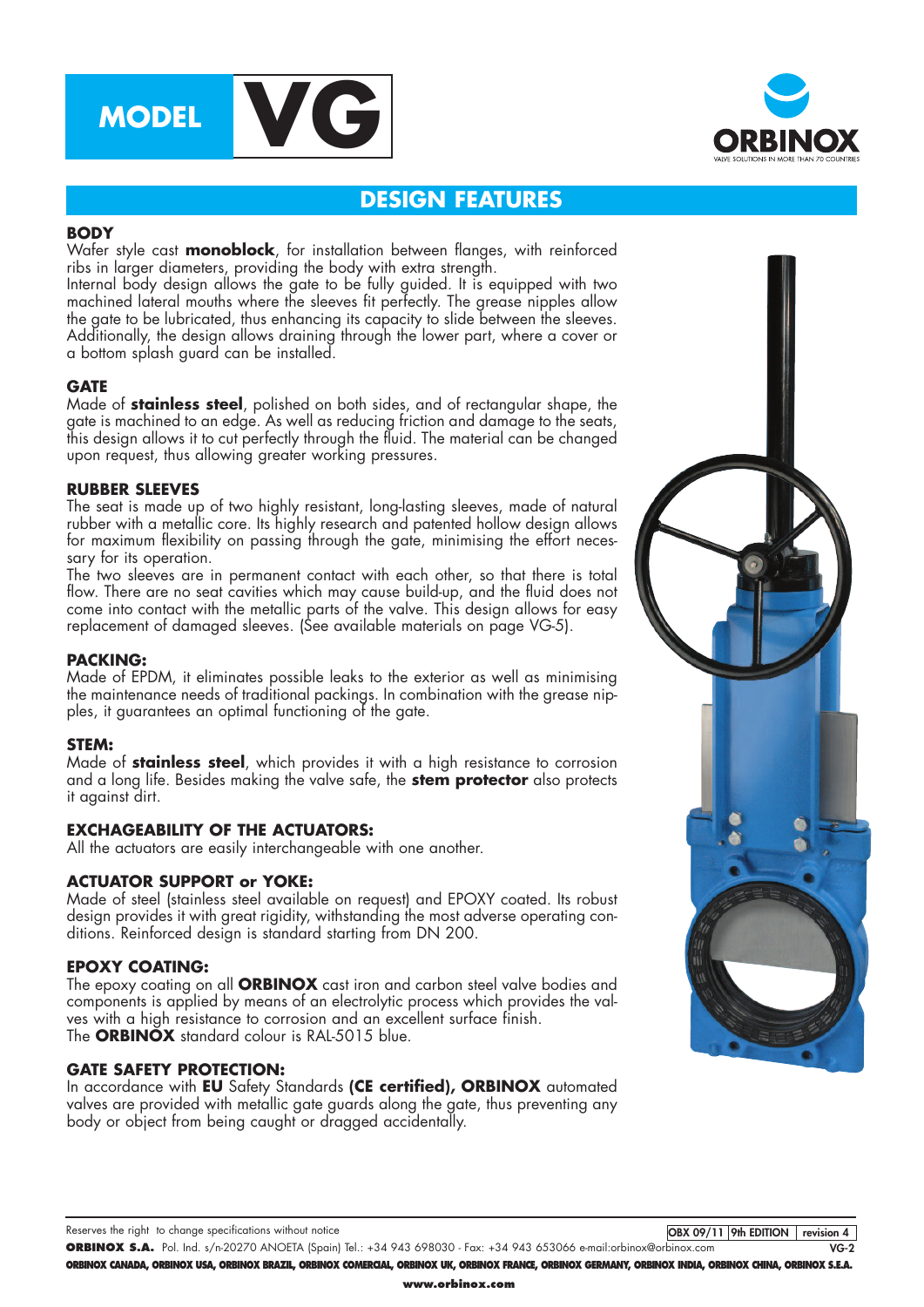# MODEL VG

## DESIGN FEATURES

### BODY
Wafer style cast **monoblock**, for installation between flanges, with reinforced ribs in larger diameters, providing the body with extra strength.
Internal body design allows the gate to be fully guided. It is equipped with two machined lateral mouths where the sleeves fit perfectly. The grease nipples allow the gate to be lubricated, thus enhancing its capacity to slide between the sleeves. Additionally, the design allows draining through the lower part, where a cover or a bottom splash guard can be installed.

### GATE
Made of **stainless steel**, polished on both sides, and of rectangular shape, the gate is machined to an edge. As well as reducing friction and damage to the seats, this design allows it to cut perfectly through the fluid. The material can be changed upon request, thus allowing greater working pressures.

### RUBBER SLEEVES
The seat is made up of two highly resistant, long-lasting sleeves, made of natural rubber with a metallic core. Its highly research and patented hollow design allows for maximum flexibility on passing through the gate, minimising the effort necessary for its operation.
The two sleeves are in permanent contact with each other, so that there is total flow. There are no seat cavities which may cause build-up, and the fluid does not come into contact with the metallic parts of the valve. This design allows for easy replacement of damaged sleeves. (See available materials on page VG-5).

### PACKING:
Made of EPDM, it eliminates possible leaks to the exterior as well as minimising the maintenance needs of traditional packings. In combination with the grease nipples, it guarantees an optimal functioning of the gate.

### STEM:
Made of **stainless steel**, which provides it with a high resistance to corrosion and a long life. Besides making the valve safe, the **stem protector** also protects it against dirt.

### EXCHAGEABILITY OF THE ACTUATORS:
All the actuators are easily interchangeable with one another.

### ACTUATOR SUPPORT or YOKE:
Made of steel (stainless steel available on request) and EPOXY coated. Its robust design provides it with great rigidity, withstanding the most adverse operating conditions. Reinforced design is standard starting from DN 200.

### EPOXY COATING:
The epoxy coating on all **ORBINOX** cast iron and carbon steel valve bodies and components is applied by means of an electrolytic process which provides the valves with a high resistance to corrosion and an excellent surface finish.
The **ORBINOX** standard colour is RAL-5015 blue.

### GATE SAFETY PROTECTION:
In accordance with **EU** Safety Standards **(CE certified), ORBINOX** automated valves are provided with metallic gate guards along the gate, thus preventing any body or object from being caught or dragged accidentally.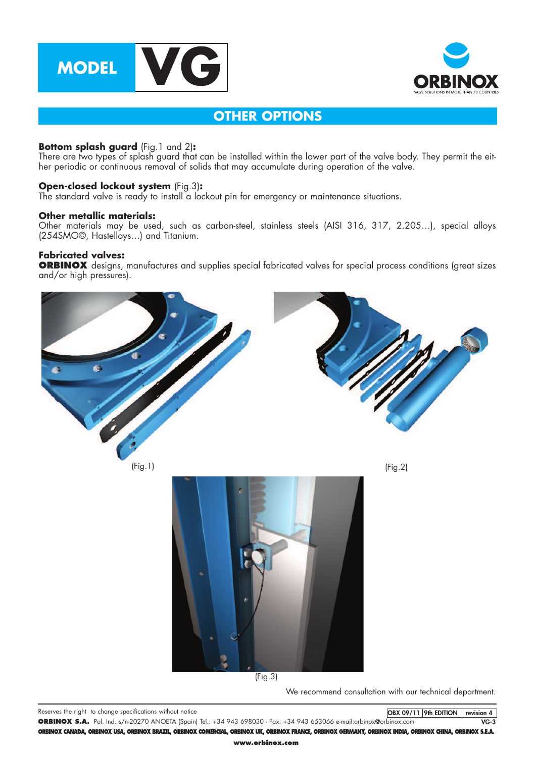# MODEL VG

## OTHER OPTIONS

**Bottom splash guard** (Fig.1 and 2)**:**
There are two types of splash guard that can be installed within the lower part of the valve body. They permit the either periodic or continuous removal of solids that may accumulate during operation of the valve.

**Open-closed lockout system** (Fig.3)**:**
The standard valve is ready to install a lockout pin for emergency or maintenance situations.

**Other metallic materials:**
Other materials may be used, such as carbon-steel, stainless steels (AISI 316, 317, 2.205...), special alloys (254SMO©, Hastelloys...) and Titanium.

**Fabricated valves:**
**ORBINOX** designs, manufactures and supplies special fabricated valves for special process conditions (great sizes and/or high pressures).

(Fig.1)

(Fig.2)

(Fig.3)

We recommend consultation with our technical department.

Reserves the right to change specifications without notice

OBX 09/11 | 9th EDITION | revision 4

**ORBINOX S.A.** Pol. Ind. s/n-20270 ANOETA (Spain) Tel.: +34 943 698030 - Fax: +34 943 653066 e-mail:orbinox@orbinox.com

**ORBINOX CANADA, ORBINOX USA, ORBINOX BRAZIL, ORBINOX COMERCIAL, ORBINOX UK, ORBINOX FRANCE, ORBINOX GERMANY, ORBINOX INDIA, ORBINOX CHINA, ORBINOX S.E.A.**

**www.orbinox.com**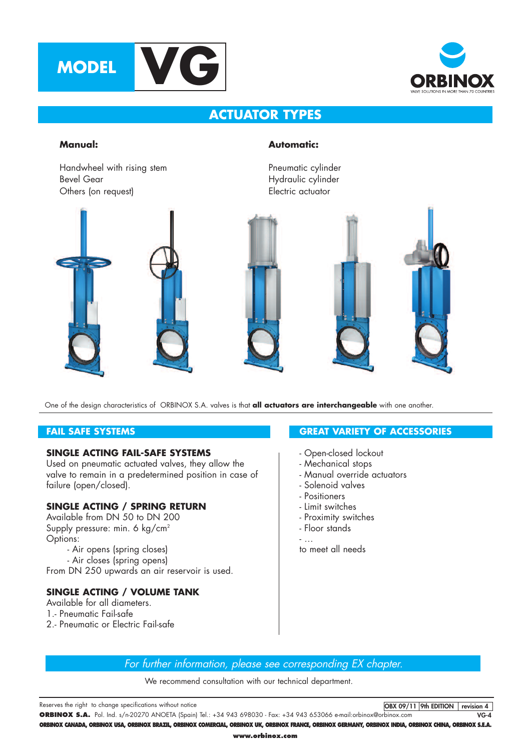# MODEL VG

## ACTUATOR TYPES

**Manual:**

Handwheel with rising stem
Bevel Gear
Others (on request)

**Automatic:**

Pneumatic cylinder
Hydraulic cylinder
Electric actuator

One of the design characteristics of ORBINOX S.A. valves is that **all actuators are interchangeable** with one another.

## FAIL SAFE SYSTEMS

### SINGLE ACTING FAIL-SAFE SYSTEMS

Used on pneumatic actuated valves, they allow the valve to remain in a predetermined position in case of failure (open/closed).

### SINGLE ACTING / SPRING RETURN

Available from DN 50 to DN 200
Supply pressure: min. 6 kg/cm$^2$
Options:
- Air opens (spring closes)
- Air closes (spring opens)

From DN 250 upwards an air reservoir is used.

### SINGLE ACTING / VOLUME TANK

Available for all diameters.
1.- Pneumatic Fail-safe
2.- Pneumatic or Electric Fail-safe

## GREAT VARIETY OF ACCESSORIES

- Open-closed lockout
- Mechanical stops
- Manual override actuators
- Solenoid valves
- Positioners
- Limit switches
- Proximity switches
- Floor stands
- ...

to meet all needs

*For further information, please see corresponding EX chapter.*

We recommend consultation with our technical department.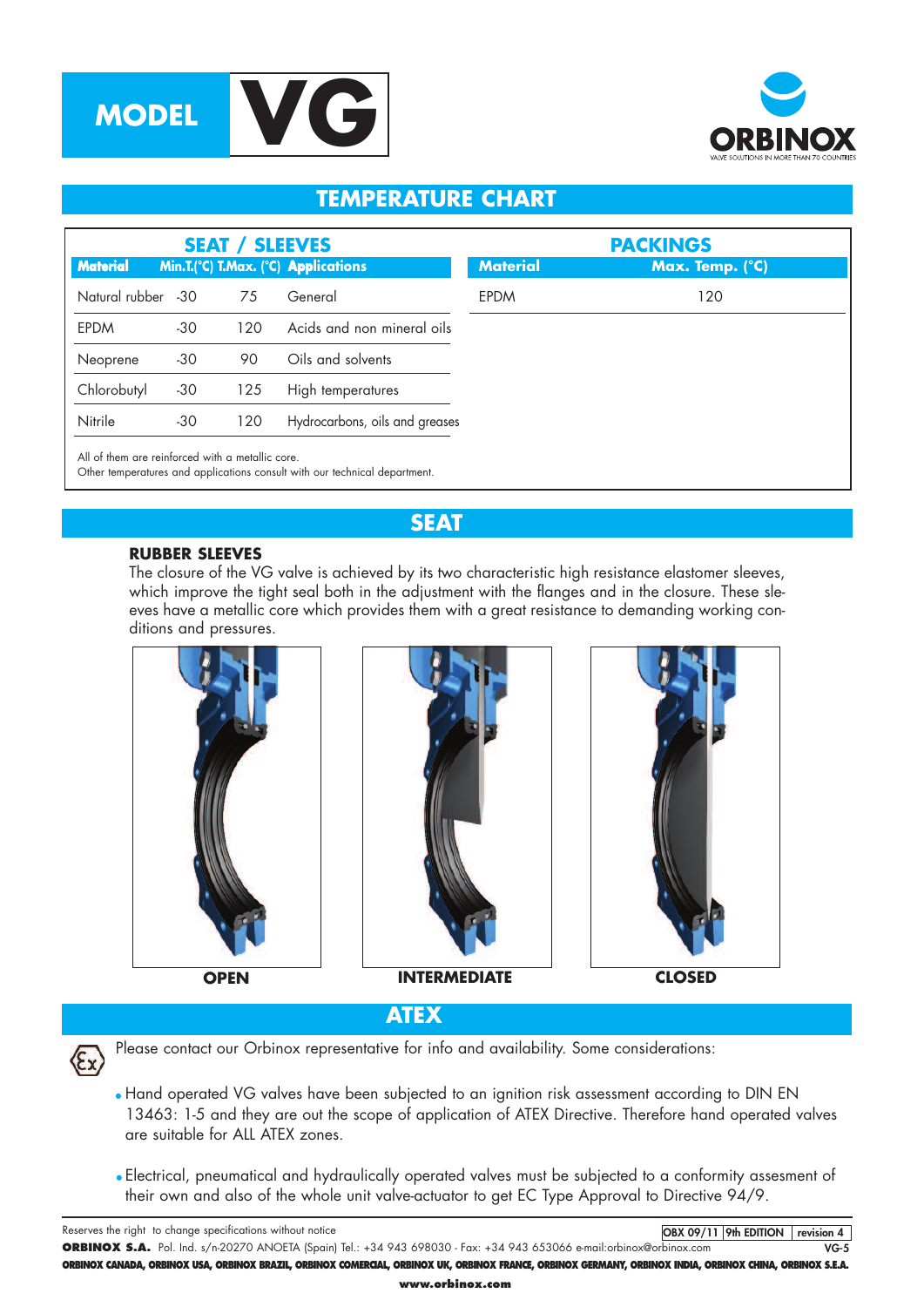# MODEL VG

## TEMPERATURE CHART

### SEAT / SLEEVES

| Material | Min.T.(°C) | T.Max. (°C) | Applications |
|---|---|---|---|
| Natural rubber | -30 | 75 | General |
| EPDM | -30 | 120 | Acids and non mineral oils |
| Neoprene | -30 | 90 | Oils and solvents |
| Chlorobutyl | -30 | 125 | High temperatures |
| Nitrile | -30 | 120 | Hydrocarbons, oils and greases |

### PACKINGS

| Material | Max. Temp. (°C) |
|---|---|
| EPDM | 120 |

All of them are reinforced with a metallic core.
Other temperatures and applications consult with our technical department.

## SEAT

**RUBBER SLEEVES**

The closure of the VG valve is achieved by its two characteristic high resistance elastomer sleeves, which improve the tight seal both in the adjustment with the flanges and in the closure. These sleeves have a metallic core which provides them with a great resistance to demanding working conditions and pressures.

**OPEN** **INTERMEDIATE** **CLOSED**

## ATEX

Please contact our Orbinox representative for info and availability. Some considerations:

- Hand operated VG valves have been subjected to an ignition risk assessment according to DIN EN 13463: 1-5 and they are out the scope of application of ATEX Directive. Therefore hand operated valves are suitable for ALL ATEX zones.

- Electrical, pneumatical and hydraulically operated valves must be subjected to a conformity assesment of their own and also of the whole unit valve-actuator to get EC Type Approval to Directive 94/9.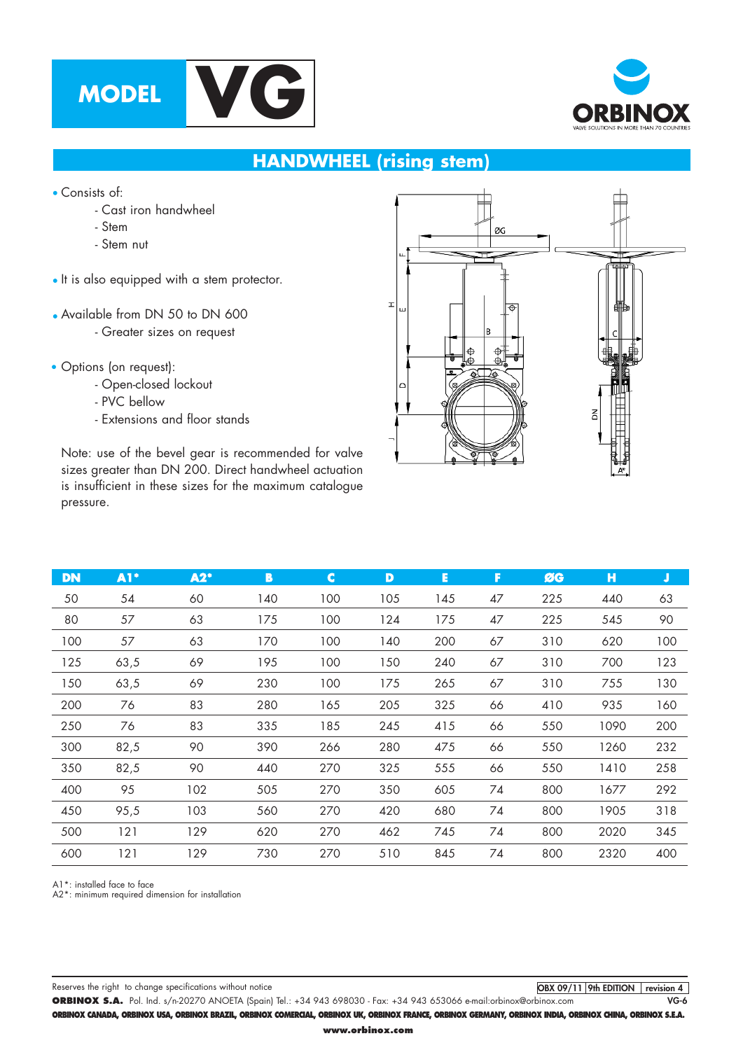# MODEL VG

## HANDWHEEL (rising stem)

- Consists of:
  - Cast iron handwheel
  - Stem
  - Stem nut
- It is also equipped with a stem protector.
- Available from DN 50 to DN 600
  - Greater sizes on request
- Options (on request):
  - Open-closed lockout
  - PVC bellow
  - Extensions and floor stands

Note: use of the bevel gear is recommended for valve sizes greater than DN 200. Direct handwheel actuation is insufficient in these sizes for the maximum catalogue pressure.

| DN | A1* | A2* | B | C | D | E | F | ØG | H | J |
|---|---|---|---|---|---|---|---|---|---|---|
| 50 | 54 | 60 | 140 | 100 | 105 | 145 | 47 | 225 | 440 | 63 |
| 80 | 57 | 63 | 175 | 100 | 124 | 175 | 47 | 225 | 545 | 90 |
| 100 | 57 | 63 | 170 | 100 | 140 | 200 | 67 | 310 | 620 | 100 |
| 125 | 63,5 | 69 | 195 | 100 | 150 | 240 | 67 | 310 | 700 | 123 |
| 150 | 63,5 | 69 | 230 | 100 | 175 | 265 | 67 | 310 | 755 | 130 |
| 200 | 76 | 83 | 280 | 165 | 205 | 325 | 66 | 410 | 935 | 160 |
| 250 | 76 | 83 | 335 | 185 | 245 | 415 | 66 | 550 | 1090 | 200 |
| 300 | 82,5 | 90 | 390 | 266 | 280 | 475 | 66 | 550 | 1260 | 232 |
| 350 | 82,5 | 90 | 440 | 270 | 325 | 555 | 66 | 550 | 1410 | 258 |
| 400 | 95 | 102 | 505 | 270 | 350 | 605 | 74 | 800 | 1677 | 292 |
| 450 | 95,5 | 103 | 560 | 270 | 420 | 680 | 74 | 800 | 1905 | 318 |
| 500 | 121 | 129 | 620 | 270 | 462 | 745 | 74 | 800 | 2020 | 345 |
| 600 | 121 | 129 | 730 | 270 | 510 | 845 | 74 | 800 | 2320 | 400 |

A1*: installed face to face
A2*: minimum required dimension for installation

Reserves the right to change specifications without notice

OBX 09/11 | 9th EDITION | revision 4

**ORBINOX S.A.** Pol. Ind. s/n-20270 ANOETA (Spain) Tel.: +34 943 698030 - Fax: +34 943 653066 e-mail:orbinox@orbinox.com

**ORBINOX CANADA, ORBINOX USA, ORBINOX BRAZIL, ORBINOX COMERCIAL, ORBINOX UK, ORBINOX FRANCE, ORBINOX GERMANY, ORBINOX INDIA, ORBINOX CHINA, ORBINOX S.E.A.**

**www.orbinox.com**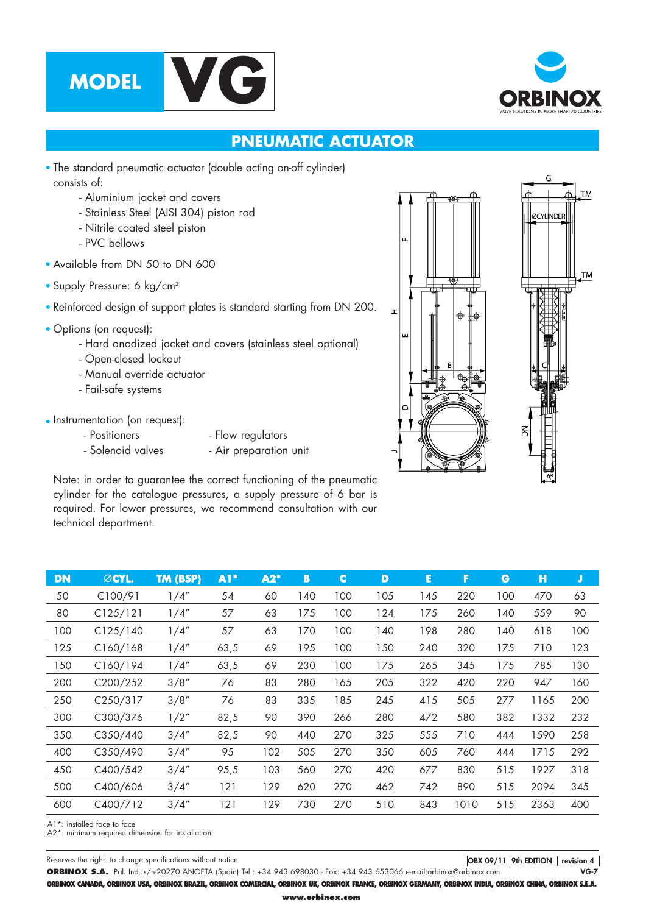# MODEL VG

## PNEUMATIC ACTUATOR

- The standard pneumatic actuator (double acting on-off cylinder) consists of:
  - Aluminium jacket and covers
  - Stainless Steel (AISI 304) piston rod
  - Nitrile coated steel piston
  - PVC bellows
- Available from DN 50 to DN 600
- Supply Pressure: 6 kg/cm$^2$
- Reinforced design of support plates is standard starting from DN 200.
- Options (on request):
  - Hard anodized jacket and covers (stainless steel optional)
  - Open-closed lockout
  - Manual override actuator
  - Fail-safe systems
- Instrumentation (on request):
  - Positioners
  - Solenoid valves
  - Flow regulators
  - Air preparation unit

Note: in order to guarantee the correct functioning of the pneumatic cylinder for the catalogue pressures, a supply pressure of 6 bar is required. For lower pressures, we recommend consultation with our technical department.

G
TM
ØCYLINDER
TM
F
H
E
B
C
D
J
DN
A*

| DN | ØCYL. | TM (BSP) | A1* | A2* | B | C | D | E | F | G | H | J |
|---|---|---|---|---|---|---|---|---|---|---|---|---|
| 50 | C100/91 | 1/4" | 54 | 60 | 140 | 100 | 105 | 145 | 220 | 100 | 470 | 63 |
| 80 | C125/121 | 1/4" | 57 | 63 | 175 | 100 | 124 | 175 | 260 | 140 | 559 | 90 |
| 100 | C125/140 | 1/4" | 57 | 63 | 170 | 100 | 140 | 198 | 280 | 140 | 618 | 100 |
| 125 | C160/168 | 1/4" | 63,5 | 69 | 195 | 100 | 150 | 240 | 320 | 175 | 710 | 123 |
| 150 | C160/194 | 1/4" | 63,5 | 69 | 230 | 100 | 175 | 265 | 345 | 175 | 785 | 130 |
| 200 | C200/252 | 3/8" | 76 | 83 | 280 | 165 | 205 | 322 | 420 | 220 | 947 | 160 |
| 250 | C250/317 | 3/8" | 76 | 83 | 335 | 185 | 245 | 415 | 505 | 277 | 1165 | 200 |
| 300 | C300/376 | 1/2" | 82,5 | 90 | 390 | 266 | 280 | 472 | 580 | 382 | 1332 | 232 |
| 350 | C350/440 | 3/4" | 82,5 | 90 | 440 | 270 | 325 | 555 | 710 | 444 | 1590 | 258 |
| 400 | C350/490 | 3/4" | 95 | 102 | 505 | 270 | 350 | 605 | 760 | 444 | 1715 | 292 |
| 450 | C400/542 | 3/4" | 95,5 | 103 | 560 | 270 | 420 | 677 | 830 | 515 | 1927 | 318 |
| 500 | C400/606 | 3/4" | 121 | 129 | 620 | 270 | 462 | 742 | 890 | 515 | 2094 | 345 |
| 600 | C400/712 | 3/4" | 121 | 129 | 730 | 270 | 510 | 843 | 1010 | 515 | 2363 | 400 |

A1*: installed face to face
A2*: minimum required dimension for installation

Reserves the right to change specifications without notice

**ORBINOX S.A.** Pol. Ind. s/n-20270 ANOETA (Spain) Tel.: +34 943 698030 - Fax: +34 943 653066 e-mail:orbinox@orbinox.com

**ORBINOX CANADA, ORBINOX USA, ORBINOX BRAZIL, ORBINOX COMERCIAL, ORBINOX UK, ORBINOX FRANCE, ORBINOX GERMANY, ORBINOX INDIA, ORBINOX CHINA, ORBINOX S.E.A.**

**www.orbinox.com**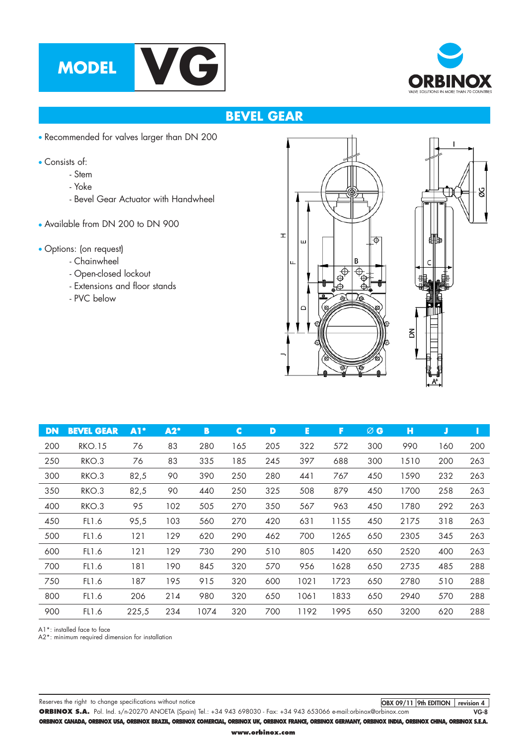# MODEL VG

## BEVEL GEAR

- Recommended for valves larger than DN 200
- Consists of:
  - Stem
  - Yoke
  - Bevel Gear Actuator with Handwheel
- Available from DN 200 to DN 900
- Options: (on request)
  - Chainwheel
  - Open-closed lockout
  - Extensions and floor stands
  - PVC below

| DN | BEVEL GEAR | A1* | A2* | B | C | D | E | F | ∅ G | H | J | I |
|---|---|---|---|---|---|---|---|---|---|---|---|---|
| 200 | RKO.15 | 76 | 83 | 280 | 165 | 205 | 322 | 572 | 300 | 990 | 160 | 200 |
| 250 | RKO.3 | 76 | 83 | 335 | 185 | 245 | 397 | 688 | 300 | 1510 | 200 | 263 |
| 300 | RKO.3 | 82,5 | 90 | 390 | 250 | 280 | 441 | 767 | 450 | 1590 | 232 | 263 |
| 350 | RKO.3 | 82,5 | 90 | 440 | 250 | 325 | 508 | 879 | 450 | 1700 | 258 | 263 |
| 400 | RKO.3 | 95 | 102 | 505 | 270 | 350 | 567 | 963 | 450 | 1780 | 292 | 263 |
| 450 | FL1.6 | 95,5 | 103 | 560 | 270 | 420 | 631 | 1155 | 450 | 2175 | 318 | 263 |
| 500 | FL1.6 | 121 | 129 | 620 | 290 | 462 | 700 | 1265 | 650 | 2305 | 345 | 263 |
| 600 | FL1.6 | 121 | 129 | 730 | 290 | 510 | 805 | 1420 | 650 | 2520 | 400 | 263 |
| 700 | FL1.6 | 181 | 190 | 845 | 320 | 570 | 956 | 1628 | 650 | 2735 | 485 | 288 |
| 750 | FL1.6 | 187 | 195 | 915 | 320 | 600 | 1021 | 1723 | 650 | 2780 | 510 | 288 |
| 800 | FL1.6 | 206 | 214 | 980 | 320 | 650 | 1061 | 1833 | 650 | 2940 | 570 | 288 |
| 900 | FL1.6 | 225,5 | 234 | 1074 | 320 | 700 | 1192 | 1995 | 650 | 3200 | 620 | 288 |

A1*: installed face to face
A2*: minimum required dimension for installation

Reserves the right to change specifications without notice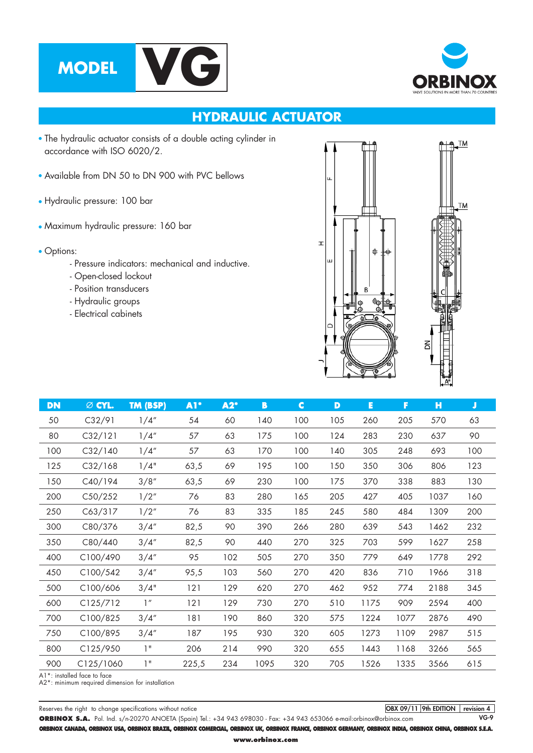# MODEL VG

## HYDRAULIC ACTUATOR

- The hydraulic actuator consists of a double acting cylinder in accordance with ISO 6020/2.
- Available from DN 50 to DN 900 with PVC bellows
- Hydraulic pressure: 100 bar
- Maximum hydraulic pressure: 160 bar
- Options:
  - Pressure indicators: mechanical and inductive.
  - Open-closed lockout
  - Position transducers
  - Hydraulic groups
  - Electrical cabinets

| DN | ∅ CYL. | TM (BSP) | A1* | A2* | B | C | D | E | F | H | J |
|---|---|---|---|---|---|---|---|---|---|---|---|
| 50 | C32/91 | 1/4" | 54 | 60 | 140 | 100 | 105 | 260 | 205 | 570 | 63 |
| 80 | C32/121 | 1/4" | 57 | 63 | 175 | 100 | 124 | 283 | 230 | 637 | 90 |
| 100 | C32/140 | 1/4" | 57 | 63 | 170 | 100 | 140 | 305 | 248 | 693 | 100 |
| 125 | C32/168 | 1/4" | 63,5 | 69 | 195 | 100 | 150 | 350 | 306 | 806 | 123 |
| 150 | C40/194 | 3/8" | 63,5 | 69 | 230 | 100 | 175 | 370 | 338 | 883 | 130 |
| 200 | C50/252 | 1/2" | 76 | 83 | 280 | 165 | 205 | 427 | 405 | 1037 | 160 |
| 250 | C63/317 | 1/2" | 76 | 83 | 335 | 185 | 245 | 580 | 484 | 1309 | 200 |
| 300 | C80/376 | 3/4" | 82,5 | 90 | 390 | 266 | 280 | 639 | 543 | 1462 | 232 |
| 350 | C80/440 | 3/4" | 82,5 | 90 | 440 | 270 | 325 | 703 | 599 | 1627 | 258 |
| 400 | C100/490 | 3/4" | 95 | 102 | 505 | 270 | 350 | 779 | 649 | 1778 | 292 |
| 450 | C100/542 | 3/4" | 95,5 | 103 | 560 | 270 | 420 | 836 | 710 | 1966 | 318 |
| 500 | C100/606 | 3/4" | 121 | 129 | 620 | 270 | 462 | 952 | 774 | 2188 | 345 |
| 600 | C125/712 | 1" | 121 | 129 | 730 | 270 | 510 | 1175 | 909 | 2594 | 400 |
| 700 | C100/825 | 3/4" | 181 | 190 | 860 | 320 | 575 | 1224 | 1077 | 2876 | 490 |
| 750 | C100/895 | 3/4" | 187 | 195 | 930 | 320 | 605 | 1273 | 1109 | 2987 | 515 |
| 800 | C125/950 | 1" | 206 | 214 | 990 | 320 | 655 | 1443 | 1168 | 3266 | 565 |
| 900 | C125/1060 | 1" | 225,5 | 234 | 1095 | 320 | 705 | 1526 | 1335 | 3566 | 615 |

A1*: installed face to face
A2*: minimum required dimension for installation

Reserves the right to change specifications without notice

OBX 09/11 | 9th EDITION | revision 4

**ORBINOX S.A.** Pol. Ind. s/n-20270 ANOETA (Spain) Tel.: +34 943 698030 - Fax: +34 943 653066 e-mail:orbinox@orbinox.com

VG-9

**ORBINOX CANADA, ORBINOX USA, ORBINOX BRAZIL, ORBINOX COMERCIAL, ORBINOX UK, ORBINOX FRANCE, ORBINOX GERMANY, ORBINOX INDIA, ORBINOX CHINA, ORBINOX S.E.A.**

**www.orbinox.com**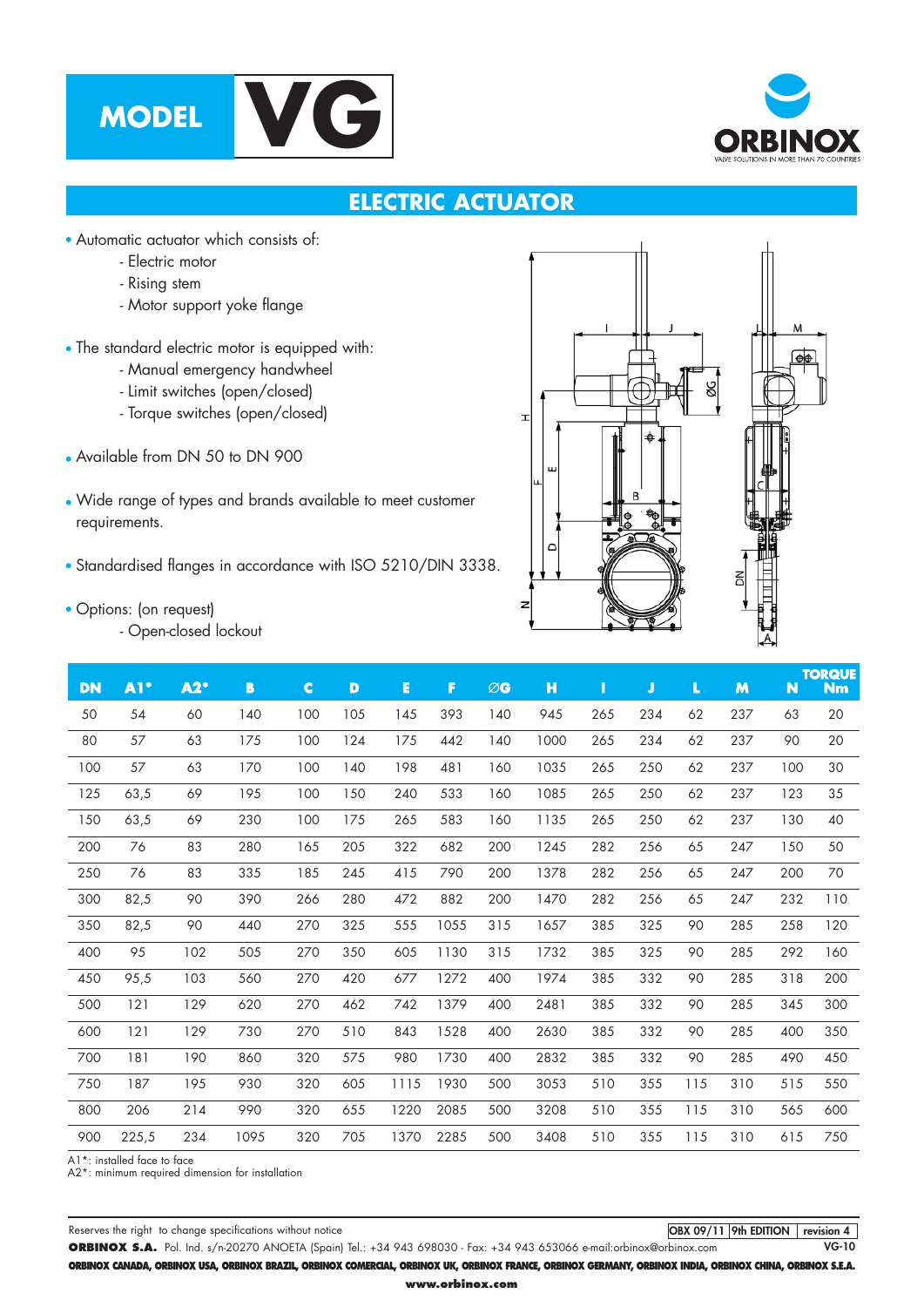# MODEL VG

## ELECTRIC ACTUATOR

- Automatic actuator which consists of:
  - Electric motor
  - Rising stem
  - Motor support yoke flange
- The standard electric motor is equipped with:
  - Manual emergency handwheel
  - Limit switches (open/closed)
  - Torque switches (open/closed)
- Available from DN 50 to DN 900
- Wide range of types and brands available to meet customer requirements.
- Standardised flanges in accordance with ISO 5210/DIN 3338.
- Options: (on request)
  - Open-closed lockout

| DN | A1* | A2* | B | C | D | E | F | ØG | H | I | J | L | M | N | TORQUE Nm |
|---|---|---|---|---|---|---|---|---|---|---|---|---|---|---|---|
| 50 | 54 | 60 | 140 | 100 | 105 | 145 | 393 | 140 | 945 | 265 | 234 | 62 | 237 | 63 | 20 |
| 80 | 57 | 63 | 175 | 100 | 124 | 175 | 442 | 140 | 1000 | 265 | 234 | 62 | 237 | 90 | 20 |
| 100 | 57 | 63 | 170 | 100 | 140 | 198 | 481 | 160 | 1035 | 265 | 250 | 62 | 237 | 100 | 30 |
| 125 | 63,5 | 69 | 195 | 100 | 150 | 240 | 533 | 160 | 1085 | 265 | 250 | 62 | 237 | 123 | 35 |
| 150 | 63,5 | 69 | 230 | 100 | 175 | 265 | 583 | 160 | 1135 | 265 | 250 | 62 | 237 | 130 | 40 |
| 200 | 76 | 83 | 280 | 165 | 205 | 322 | 682 | 200 | 1245 | 282 | 256 | 65 | 247 | 150 | 50 |
| 250 | 76 | 83 | 335 | 185 | 245 | 415 | 790 | 200 | 1378 | 282 | 256 | 65 | 247 | 200 | 70 |
| 300 | 82,5 | 90 | 390 | 266 | 280 | 472 | 882 | 200 | 1470 | 282 | 256 | 65 | 247 | 232 | 110 |
| 350 | 82,5 | 90 | 440 | 270 | 325 | 555 | 1055 | 315 | 1657 | 385 | 325 | 90 | 285 | 258 | 120 |
| 400 | 95 | 102 | 505 | 270 | 350 | 605 | 1130 | 315 | 1732 | 385 | 325 | 90 | 285 | 292 | 160 |
| 450 | 95,5 | 103 | 560 | 270 | 420 | 677 | 1272 | 400 | 1974 | 385 | 332 | 90 | 285 | 318 | 200 |
| 500 | 121 | 129 | 620 | 270 | 462 | 742 | 1379 | 400 | 2481 | 385 | 332 | 90 | 285 | 345 | 300 |
| 600 | 121 | 129 | 730 | 270 | 510 | 843 | 1528 | 400 | 2630 | 385 | 332 | 90 | 285 | 400 | 350 |
| 700 | 181 | 190 | 860 | 320 | 575 | 980 | 1730 | 400 | 2832 | 385 | 332 | 90 | 285 | 490 | 450 |
| 750 | 187 | 195 | 930 | 320 | 605 | 1115 | 1930 | 500 | 3053 | 510 | 355 | 115 | 310 | 515 | 550 |
| 800 | 206 | 214 | 990 | 320 | 655 | 1220 | 2085 | 500 | 3208 | 510 | 355 | 115 | 310 | 565 | 600 |
| 900 | 225,5 | 234 | 1095 | 320 | 705 | 1370 | 2285 | 500 | 3408 | 510 | 355 | 115 | 310 | 615 | 750 |

A1*: installed face to face
A2*: minimum required dimension for installation

Reserves the right to change specifications without notice

OBX 09/11 | 9th EDITION | revision 4

**ORBINOX S.A.** Pol. Ind. s/n-20270 ANOETA (Spain) Tel.: +34 943 698030 - Fax: +34 943 653066 e-mail:orbinox@orbinox.com

**ORBINOX CANADA, ORBINOX USA, ORBINOX BRAZIL, ORBINOX COMERCIAL, ORBINOX UK, ORBINOX FRANCE, ORBINOX GERMANY, ORBINOX INDIA, ORBINOX CHINA, ORBINOX S.E.A.**

**www.orbinox.com**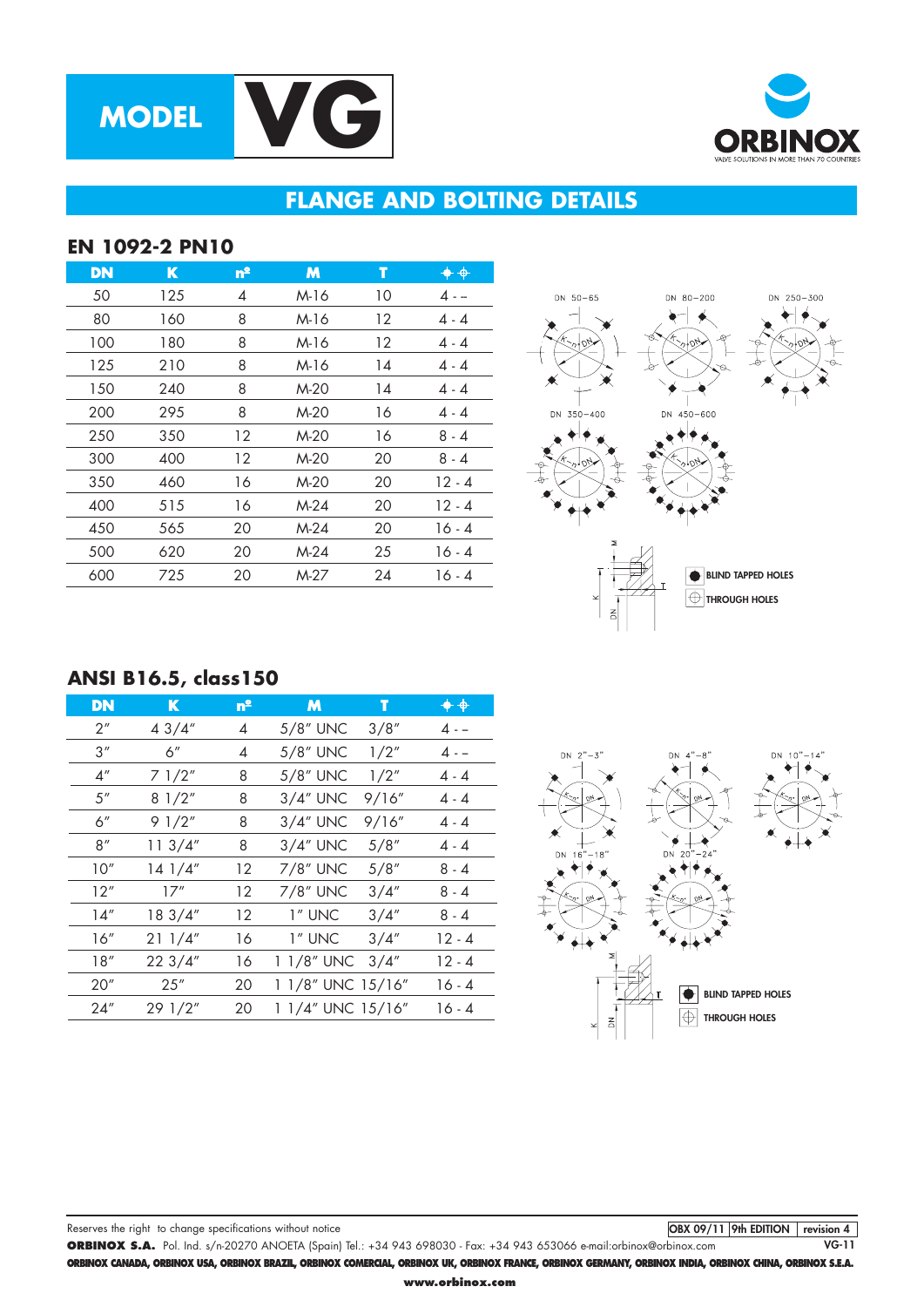**MODEL VG**

**ORBINOX**
VALVE SOLUTIONS IN MORE THAN 70 COUNTRIES

## FLANGE AND BOLTING DETAILS

### EN 1092-2 PN10

| DN | K | nº | M | T | ⯁ ⊕ |
|---|---|---|---|---|---|
| 50 | 125 | 4 | M-16 | 10 | 4 - -- |
| 80 | 160 | 8 | M-16 | 12 | 4 - 4 |
| 100 | 180 | 8 | M-16 | 12 | 4 - 4 |
| 125 | 210 | 8 | M-16 | 14 | 4 - 4 |
| 150 | 240 | 8 | M-20 | 14 | 4 - 4 |
| 200 | 295 | 8 | M-20 | 16 | 4 - 4 |
| 250 | 350 | 12 | M-20 | 16 | 8 - 4 |
| 300 | 400 | 12 | M-20 | 20 | 8 - 4 |
| 350 | 460 | 16 | M-20 | 20 | 12 - 4 |
| 400 | 515 | 16 | M-24 | 20 | 12 - 4 |
| 450 | 565 | 20 | M-24 | 20 | 16 - 4 |
| 500 | 620 | 20 | M-24 | 25 | 16 - 4 |
| 600 | 725 | 20 | M-27 | 24 | 16 - 4 |

DN 50–65 DN 80–200 DN 250–300
DN 350–400 DN 450–600
K-nº-DN
M T K DN

BLIND TAPPED HOLES
THROUGH HOLES

### ANSI B16.5, class150

| DN | K | nº | M | T | ⯁ ⊕ |
|---|---|---|---|---|---|
| 2″ | 4 3/4″ | 4 | 5/8″ UNC | 3/8″ | 4 - - |
| 3″ | 6″ | 4 | 5/8″ UNC | 1/2″ | 4 - - |
| 4″ | 7 1/2″ | 8 | 5/8″ UNC | 1/2″ | 4 - 4 |
| 5″ | 8 1/2″ | 8 | 3/4″ UNC | 9/16″ | 4 - 4 |
| 6″ | 9 1/2″ | 8 | 3/4″ UNC | 9/16″ | 4 - 4 |
| 8″ | 11 3/4″ | 8 | 3/4″ UNC | 5/8″ | 4 - 4 |
| 10″ | 14 1/4″ | 12 | 7/8″ UNC | 5/8″ | 8 - 4 |
| 12″ | 17″ | 12 | 7/8″ UNC | 3/4″ | 8 - 4 |
| 14″ | 18 3/4″ | 12 | 1″ UNC | 3/4″ | 8 - 4 |
| 16″ | 21 1/4″ | 16 | 1″ UNC | 3/4″ | 12 - 4 |
| 18″ | 22 3/4″ | 16 | 1 1/8″ UNC | 3/4″ | 12 - 4 |
| 20″ | 25″ | 20 | 1 1/8″ UNC | 15/16″ | 16 - 4 |
| 24″ | 29 1/2″ | 20 | 1 1/4″ UNC | 15/16″ | 16 - 4 |

DN 2″–3″ DN 4″–8″ DN 10″–14″
DN 16″–18″ DN 20″–24″
K-nº DN
M T K DN

BLIND TAPPED HOLES
THROUGH HOLES

Reserves the right to change specifications without notice

OBX 09/11 | 9th EDITION | revision 4

**ORBINOX S.A.** Pol. Ind. s/n-20270 ANOETA (Spain) Tel.: +34 943 698030 - Fax: +34 943 653066 e-mail:orbinox@orbinox.com

VG-11

**ORBINOX CANADA, ORBINOX USA, ORBINOX BRAZIL, ORBINOX COMERCIAL, ORBINOX UK, ORBINOX FRANCE, ORBINOX GERMANY, ORBINOX INDIA, ORBINOX CHINA, ORBINOX S.E.A.**

**www.orbinox.com**